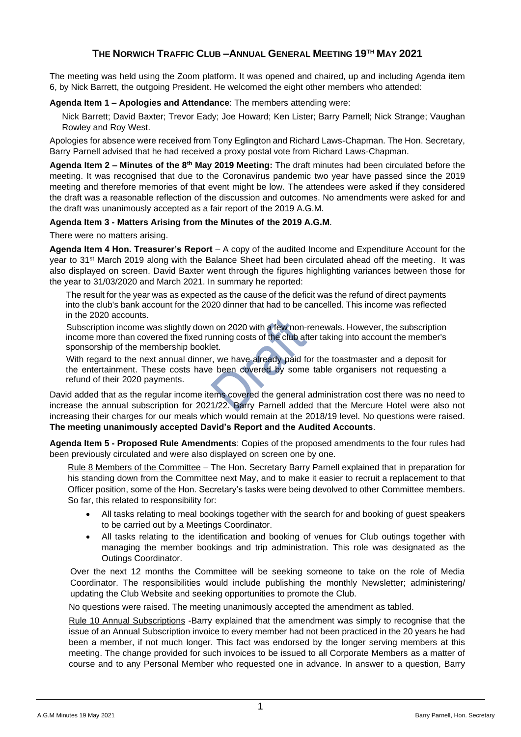# THE NORWICH TRAFFIC CLUB – ANNUAL GENERAL MEETING 19TH MAY 2021

The meeting was held using the Zoom platform. It was opened and chaired, up and including Agenda item 6, by Nick Barrett, the outgoing President. He welcomed the eight other members who attended:

**Agenda Item 1 – Apologies and Attendance**: The members attending were:

Nick Barrett; David Baxter; Trevor Eady; Joe Howard; Ken Lister; Barry Parnell; Nick Strange; Vaughan Rowley and Roy West.

Apologies for absence were received from Tony Eglington and Richard Laws-Chapman. The Hon. Secretary, Barry Parnell advised that he had received a proxy postal vote from Richard Laws-Chapman.

**Agenda Item 2 – Minutes of the 8th May 2019 Meeting:** The draft minutes had been circulated before the meeting. It was recognised that due to the Coronavirus pandemic two year have passed since the 2019 meeting and therefore memories of that event might be low. The attendees were asked if they considered the draft was a reasonable reflection of the discussion and outcomes. No amendments were asked for and the draft was unanimously accepted as a fair report of the 2019 A.G.M.

**Agenda Item 3 - Matters Arising from the Minutes of the 2019 A.G.M**.

There were no matters arising.

**Agenda Item 4 Hon. Treasurer's Report** – A copy of the audited Income and Expenditure Account for the year to 31st March 2019 along with the Balance Sheet had been circulated ahead off the meeting. It was also displayed on screen. David Baxter went through the figures highlighting variances between those for the year to 31/03/2020 and March 2021. In summary he reported:

The result for the year was as expected as the cause of the deficit was the refund of direct payments into the club's bank account for the 2020 dinner that had to be cancelled. This income was reflected in the 2020 accounts.

Subscription income was slightly down on 2020 with a few non-renewals. However, the subscription income more than covered the fixed running costs of the club after taking into account the member's sponsorship of the membership booklet.

With regard to the next annual dinner, we have already paid for the toastmaster and a deposit for the entertainment. These costs have been covered by some table organisers not requesting a refund of their 2020 payments.

David added that as the regular income items covered the general administration cost there was no need to increase the annual subscription for 2021/22. Barry Parnell added that the Mercure Hotel were also not increasing their charges for our meals which would remain at the 2018/19 level. No questions were raised. **The meeting unanimously accepted David's Report and the Audited Accounts**.

**Agenda Item 5 - Proposed Rule Amendments**: Copies of the proposed amendments to the four rules had been previously circulated and were also displayed on screen one by one.

Rule 8 Members of the Committee – The Hon. Secretary Barry Parnell explained that in preparation for his standing down from the Committee next May, and to make it easier to recruit a replacement to that Officer position, some of the Hon. Secretary's tasks were being devolved to other Committee members. So far, this related to responsibility for:

- All tasks relating to meal bookings together with the search for and booking of guest speakers to be carried out by a Meetings Coordinator.
- All tasks relating to the identification and booking of venues for Club outings together with managing the member bookings and trip administration. This role was designated as the Outings Coordinator.

Over the next 12 months the Committee will be seeking someone to take on the role of Media Coordinator. The responsibilities would include publishing the monthly Newsletter; administering/ updating the Club Website and seeking opportunities to promote the Club.

No questions were raised. The meeting unanimously accepted the amendment as tabled.

Rule 10 Annual Subscriptions -Barry explained that the amendment was simply to recognise that the issue of an Annual Subscription invoice to every member had not been practiced in the 20 years he had been a member, if not much longer. This fact was endorsed by the longer serving members at this meeting. The change provided for such invoices to be issued to all Corporate Members as a matter of course and to any Personal Member who requested one in advance. In answer to a question, Barry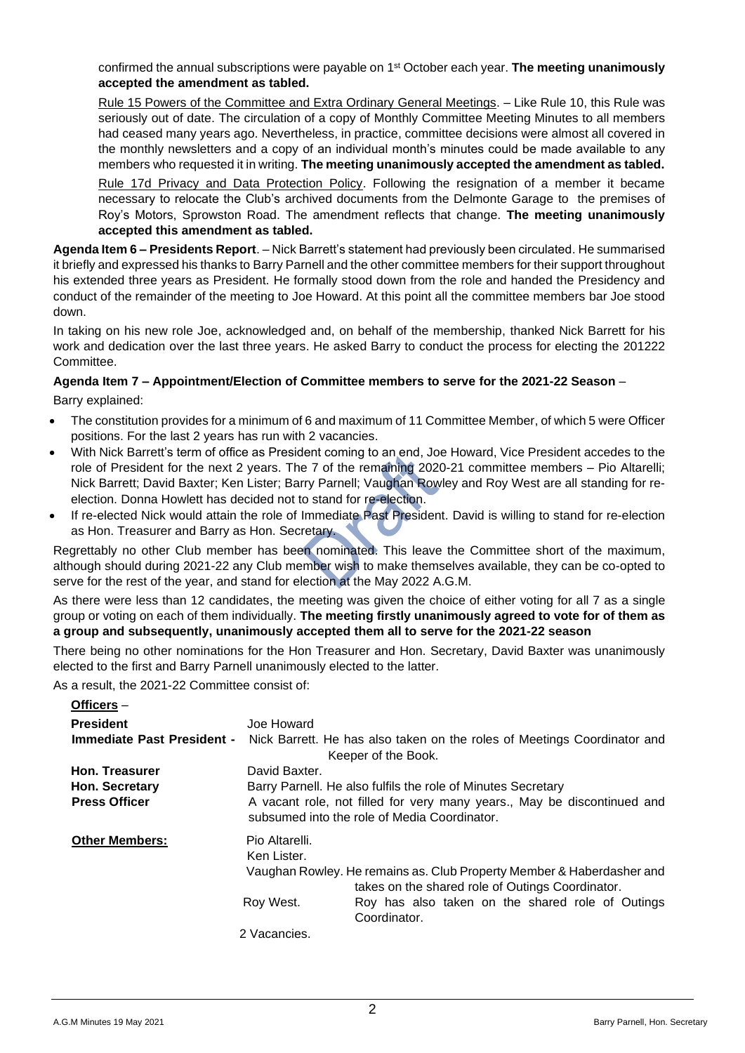confirmed the annual subscriptions were payable on 1st October each year. **The meeting unanimously accepted the amendment as tabled.**

Rule 15 Powers of the Committee and Extra Ordinary General Meetings. – Like Rule 10, this Rule was seriously out of date. The circulation of a copy of Monthly Committee Meeting Minutes to all members had ceased many years ago. Nevertheless, in practice, committee decisions were almost all covered in the monthly newsletters and a copy of an individual month's minutes could be made available to any members who requested it in writing. **The meeting unanimously accepted the amendment as tabled.**

Rule 17d Privacy and Data Protection Policy. Following the resignation of a member it became necessary to relocate the Club's archived documents from the Delmonte Garage to the premises of Roy's Motors, Sprowston Road. The amendment reflects that change. **The meeting unanimously accepted this amendment as tabled.**

**Agenda Item 6 – Presidents Report**. – Nick Barrett's statement had previously been circulated. He summarised it briefly and expressed his thanks to Barry Parnell and the other committee members for their support throughout his extended three years as President. He formally stood down from the role and handed the Presidency and conduct of the remainder of the meeting to Joe Howard. At this point all the committee members bar Joe stood down.

In taking on his new role Joe, acknowledged and, on behalf of the membership, thanked Nick Barrett for his work and dedication over the last three years. He asked Barry to conduct the process for electing the 201222 Committee.

**Agenda Item 7 – Appointment/Election of Committee members to serve for the 2021-22 Season** –

Barry explained:

- The constitution provides for a minimum of 6 and maximum of 11 Committee Member, of which 5 were Officer positions. For the last 2 years has run with 2 vacancies.
- With Nick Barrett's term of office as President coming to an end, Joe Howard, Vice President accedes to the role of President for the next 2 years. The 7 of the remaining 2020-21 committee members – Pio Altarelli; Nick Barrett; David Baxter; Ken Lister; Barry Parnell; Vaughan Rowley and Roy West are all standing for re-election. Donna Howlett has decided not to stand for re-election.
- If re-elected Nick would attain the role of Immediate Past President. David is willing to stand for re-election as Hon. Treasurer and Barry as Hon. Secretary.

Regrettably no other Club member has been nominated. This leave the Committee short of the maximum, although should during 2021-22 any Club member wish to make themselves available, they can be co-opted to serve for the rest of the year, and stand for election at the May 2022 A.G.M.

As there were less than 12 candidates, the meeting was given the choice of either voting for all 7 as a single group or voting on each of them individually. **The meeting firstly unanimously agreed to vote for of them as a group and subsequently, unanimously accepted them all to serve for the 2021-22 season**

There being no other nominations for the Hon Treasurer and Hon. Secretary, David Baxter was unanimously elected to the first and Barry Parnell unanimously elected to the latter.

As a result, the 2021-22 Committee consist of:

**Officers** –

| | |
|---|---|
| **President** | Joe Howard |
| **Immediate Past President -** | Nick Barrett. He has also taken on the roles of Meetings Coordinator and Keeper of the Book. |
| **Hon. Treasurer** | David Baxter. |
| **Hon. Secretary** | Barry Parnell. He also fulfils the role of Minutes Secretary |
| **Press Officer** | A vacant role, not filled for very many years., May be discontinued and subsumed into the role of Media Coordinator. |
| **Other Members:** | Pio Altarelli. |
| | Ken Lister. |
| | Vaughan Rowley. He remains as. Club Property Member & Haberdasher and takes on the shared role of Outings Coordinator. |
| | Roy West. Roy has also taken on the shared role of Outings Coordinator. |
| | 2 Vacancies. |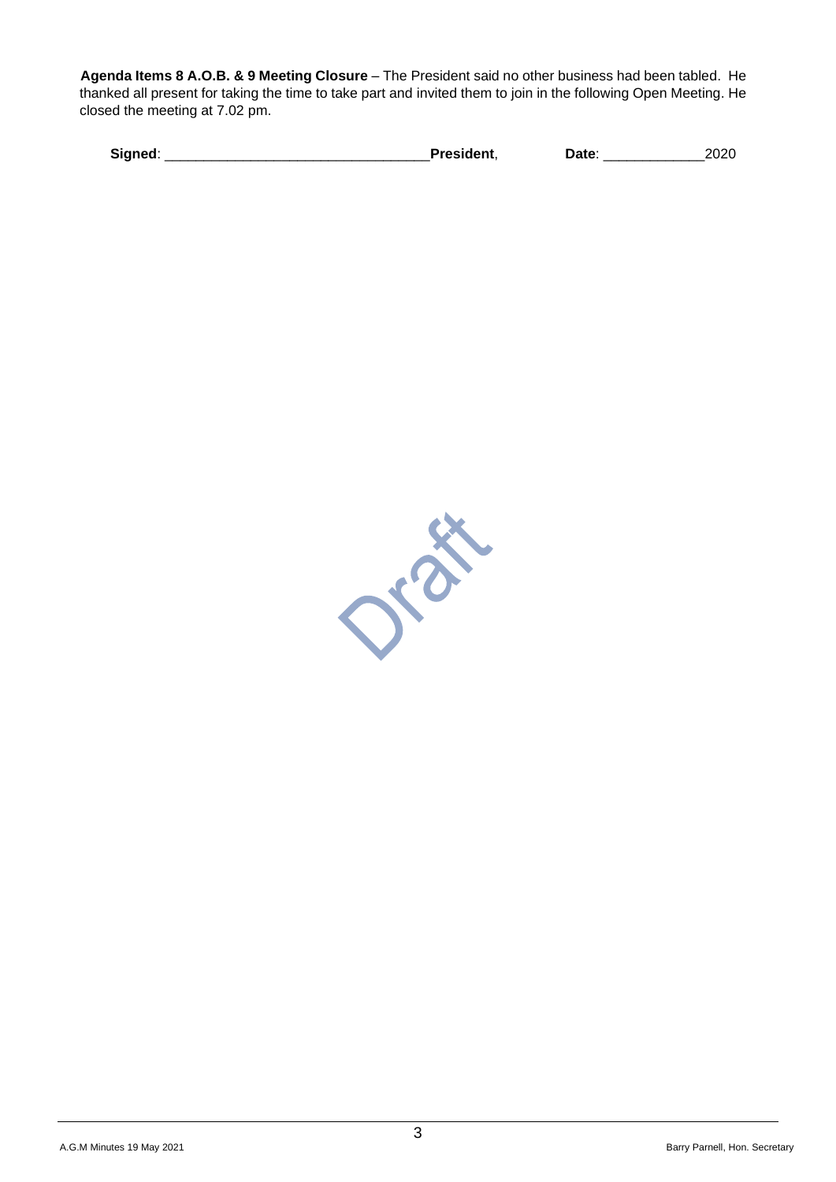**Agenda Items 8 A.O.B. & 9 Meeting Closure** – The President said no other business had been tabled. He thanked all present for taking the time to take part and invited them to join in the following Open Meeting. He closed the meeting at 7.02 pm.

**Signed**: _________________________________**President**, **Date**: _____________2020

Draft